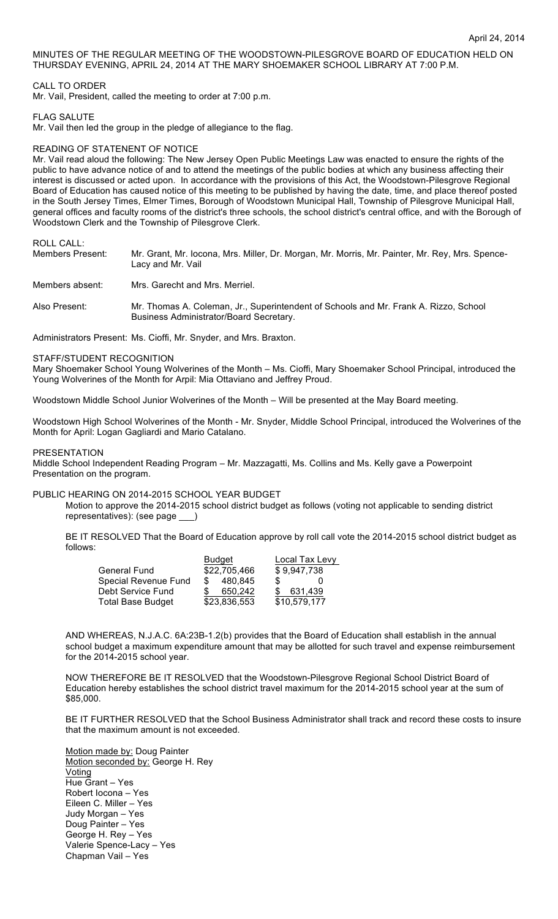April 24, 2014

MINUTES OF THE REGULAR MEETING OF THE WOODSTOWN-PILESGROVE BOARD OF EDUCATION HELD ON THURSDAY EVENING, APRIL 24, 2014 AT THE MARY SHOEMAKER SCHOOL LIBRARY AT 7:00 P.M.

CALL TO ORDER

Mr. Vail, President, called the meeting to order at 7:00 p.m.

FLAG SALUTE

Mr. Vail then led the group in the pledge of allegiance to the flag.

READING OF STATENENT OF NOTICE

Mr. Vail read aloud the following: The New Jersey Open Public Meetings Law was enacted to ensure the rights of the public to have advance notice of and to attend the meetings of the public bodies at which any business affecting their interest is discussed or acted upon. In accordance with the provisions of this Act, the Woodstown-Pilesgrove Regional Board of Education has caused notice of this meeting to be published by having the date, time, and place thereof posted in the South Jersey Times, Elmer Times, Borough of Woodstown Municipal Hall, Township of Pilesgrove Municipal Hall, general offices and faculty rooms of the district's three schools, the school district's central office, and with the Borough of Woodstown Clerk and the Township of Pilesgrove Clerk.

ROLL CALL:

Members Present: Mr. Grant, Mr. Iocona, Mrs. Miller, Dr. Morgan, Mr. Morris, Mr. Painter, Mr. Rey, Mrs. Spence-Lacy and Mr. Vail

Members absent: Mrs. Garecht and Mrs. Merriel.

Also Present: Mr. Thomas A. Coleman, Jr., Superintendent of Schools and Mr. Frank A. Rizzo, School Business Administrator/Board Secretary.

Administrators Present: Ms. Cioffi, Mr. Snyder, and Mrs. Braxton.

STAFF/STUDENT RECOGNITION

Mary Shoemaker School Young Wolverines of the Month – Ms. Cioffi, Mary Shoemaker School Principal, introduced the Young Wolverines of the Month for Arpil: Mia Ottaviano and Jeffrey Proud.

Woodstown Middle School Junior Wolverines of the Month – Will be presented at the May Board meeting.

Woodstown High School Wolverines of the Month - Mr. Snyder, Middle School Principal, introduced the Wolverines of the Month for April: Logan Gagliardi and Mario Catalano.

PRESENTATION

Middle School Independent Reading Program – Mr. Mazzagatti, Ms. Collins and Ms. Kelly gave a Powerpoint Presentation on the program.

PUBLIC HEARING ON 2014-2015 SCHOOL YEAR BUDGET

Motion to approve the 2014-2015 school district budget as follows (voting not applicable to sending district representatives): (see page ___)

BE IT RESOLVED That the Board of Education approve by roll call vote the 2014-2015 school district budget as follows:

| | Budget | Local Tax Levy |
|---|---|---|
| General Fund | $22,705,466 | $ 9,947,738 |
| Special Revenue Fund | $ 480,845 | $ 0 |
| Debt Service Fund | $ 650,242 | $ 631,439 |
| Total Base Budget | $23,836,553 | $10,579,177 |

AND WHEREAS, N.J.A.C. 6A:23B-1.2(b) provides that the Board of Education shall establish in the annual school budget a maximum expenditure amount that may be allotted for such travel and expense reimbursement for the 2014-2015 school year.

NOW THEREFORE BE IT RESOLVED that the Woodstown-Pilesgrove Regional School District Board of Education hereby establishes the school district travel maximum for the 2014-2015 school year at the sum of $85,000.

BE IT FURTHER RESOLVED that the School Business Administrator shall track and record these costs to insure that the maximum amount is not exceeded.

Motion made by: Doug Painter
Motion seconded by: George H. Rey
Voting
Hue Grant – Yes
Robert Iocona – Yes
Eileen C. Miller – Yes
Judy Morgan – Yes
Doug Painter – Yes
George H. Rey – Yes
Valerie Spence-Lacy – Yes
Chapman Vail – Yes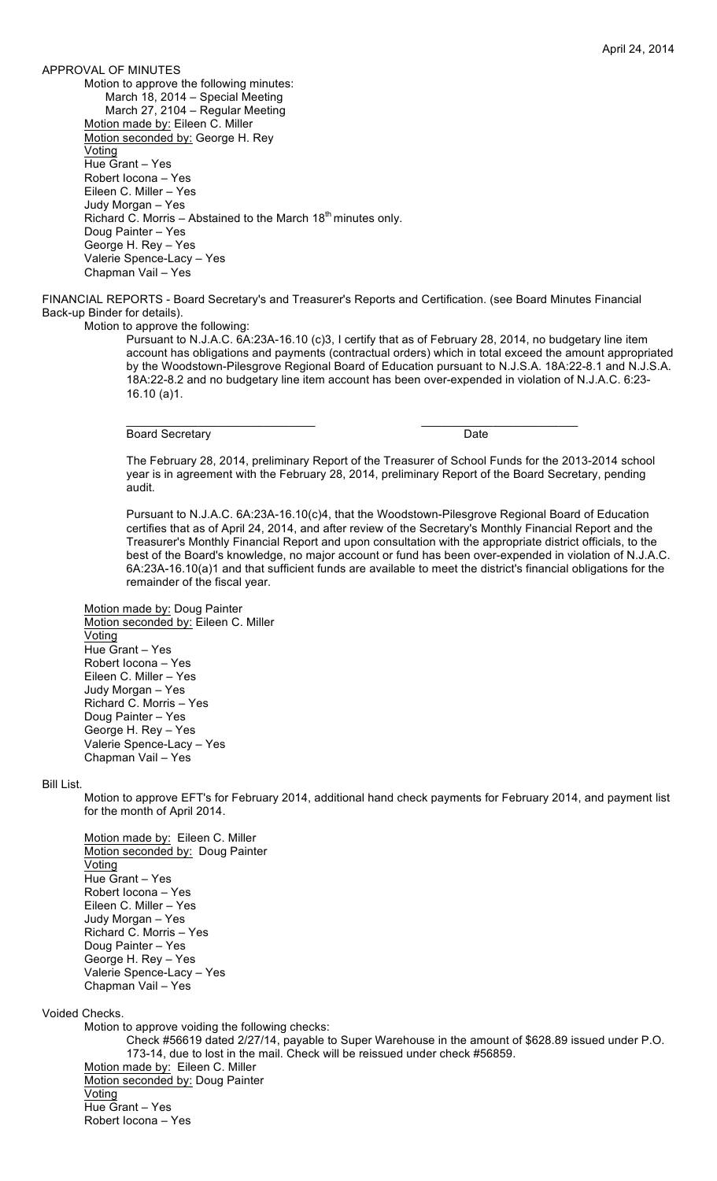April 24, 2014

APPROVAL OF MINUTES

Motion to approve the following minutes:
March 18, 2014 – Special Meeting
March 27, 2104 – Regular Meeting

Motion made by: Eileen C. Miller
Motion seconded by: George H. Rey
Voting
Hue Grant – Yes
Robert Iocona – Yes
Eileen C. Miller – Yes
Judy Morgan – Yes
Richard C. Morris – Abstained to the March 18th minutes only.
Doug Painter – Yes
George H. Rey – Yes
Valerie Spence-Lacy – Yes
Chapman Vail – Yes

FINANCIAL REPORTS - Board Secretary's and Treasurer's Reports and Certification. (see Board Minutes Financial Back-up Binder for details).

Motion to approve the following:

Pursuant to N.J.A.C. 6A:23A-16.10 (c)3, I certify that as of February 28, 2014, no budgetary line item account has obligations and payments (contractual orders) which in total exceed the amount appropriated by the Woodstown-Pilesgrove Regional Board of Education pursuant to N.J.S.A. 18A:22-8.1 and N.J.S.A. 18A:22-8.2 and no budgetary line item account has been over-expended in violation of N.J.A.C. 6:23-16.10 (a)1.

_____________________________ ________________________
Board Secretary Date

The February 28, 2014, preliminary Report of the Treasurer of School Funds for the 2013-2014 school year is in agreement with the February 28, 2014, preliminary Report of the Board Secretary, pending audit.

Pursuant to N.J.A.C. 6A:23A-16.10(c)4, that the Woodstown-Pilesgrove Regional Board of Education certifies that as of April 24, 2014, and after review of the Secretary's Monthly Financial Report and the Treasurer's Monthly Financial Report and upon consultation with the appropriate district officials, to the best of the Board's knowledge, no major account or fund has been over-expended in violation of N.J.A.C. 6A:23A-16.10(a)1 and that sufficient funds are available to meet the district's financial obligations for the remainder of the fiscal year.

Motion made by: Doug Painter
Motion seconded by: Eileen C. Miller
Voting
Hue Grant – Yes
Robert Iocona – Yes
Eileen C. Miller – Yes
Judy Morgan – Yes
Richard C. Morris – Yes
Doug Painter – Yes
George H. Rey – Yes
Valerie Spence-Lacy – Yes
Chapman Vail – Yes

Bill List.

Motion to approve EFT's for February 2014, additional hand check payments for February 2014, and payment list for the month of April 2014.

Motion made by: Eileen C. Miller
Motion seconded by: Doug Painter
Voting
Hue Grant – Yes
Robert Iocona – Yes
Eileen C. Miller – Yes
Judy Morgan – Yes
Richard C. Morris – Yes
Doug Painter – Yes
George H. Rey – Yes
Valerie Spence-Lacy – Yes
Chapman Vail – Yes

Voided Checks.

Motion to approve voiding the following checks:

Check #56619 dated 2/27/14, payable to Super Warehouse in the amount of $628.89 issued under P.O. 173-14, due to lost in the mail. Check will be reissued under check #56859.

Motion made by: Eileen C. Miller
Motion seconded by: Doug Painter
Voting
Hue Grant – Yes
Robert Iocona – Yes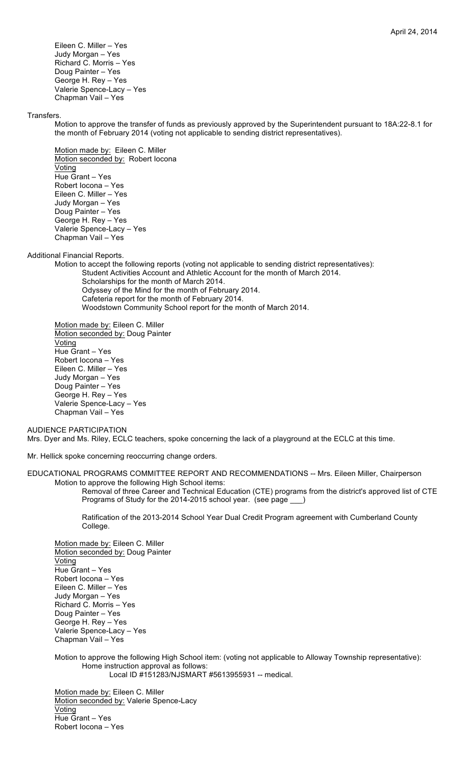Eileen C. Miller – Yes
Judy Morgan – Yes
Richard C. Morris – Yes
Doug Painter – Yes
George H. Rey – Yes
Valerie Spence-Lacy – Yes
Chapman Vail – Yes

Transfers.

Motion to approve the transfer of funds as previously approved by the Superintendent pursuant to 18A:22-8.1 for the month of February 2014 (voting not applicable to sending district representatives).

Motion made by: Eileen C. Miller
Motion seconded by: Robert Iocona
Voting
Hue Grant – Yes
Robert Iocona – Yes
Eileen C. Miller – Yes
Judy Morgan – Yes
Doug Painter – Yes
George H. Rey – Yes
Valerie Spence-Lacy – Yes
Chapman Vail – Yes

Additional Financial Reports.

Motion to accept the following reports (voting not applicable to sending district representatives):

Student Activities Account and Athletic Account for the month of March 2014.
Scholarships for the month of March 2014.
Odyssey of the Mind for the month of February 2014.
Cafeteria report for the month of February 2014.
Woodstown Community School report for the month of March 2014.

Motion made by: Eileen C. Miller
Motion seconded by: Doug Painter
Voting
Hue Grant – Yes
Robert Iocona – Yes
Eileen C. Miller – Yes
Judy Morgan – Yes
Doug Painter – Yes
George H. Rey – Yes
Valerie Spence-Lacy – Yes
Chapman Vail – Yes

AUDIENCE PARTICIPATION

Mrs. Dyer and Ms. Riley, ECLC teachers, spoke concerning the lack of a playground at the ECLC at this time.

Mr. Hellick spoke concerning reoccurring change orders.

EDUCATIONAL PROGRAMS COMMITTEE REPORT AND RECOMMENDATIONS -- Mrs. Eileen Miller, Chairperson

Motion to approve the following High School items:

Removal of three Career and Technical Education (CTE) programs from the district's approved list of CTE Programs of Study for the 2014-2015 school year. (see page ___)

Ratification of the 2013-2014 School Year Dual Credit Program agreement with Cumberland County College.

Motion made by: Eileen C. Miller
Motion seconded by: Doug Painter
Voting
Hue Grant – Yes
Robert Iocona – Yes
Eileen C. Miller – Yes
Judy Morgan – Yes
Richard C. Morris – Yes
Doug Painter – Yes
George H. Rey – Yes
Valerie Spence-Lacy – Yes
Chapman Vail – Yes

Motion to approve the following High School item: (voting not applicable to Alloway Township representative):

Home instruction approval as follows:

Local ID #151283/NJSMART #5613955931 -- medical.

Motion made by: Eileen C. Miller
Motion seconded by: Valerie Spence-Lacy
Voting
Hue Grant – Yes
Robert Iocona – Yes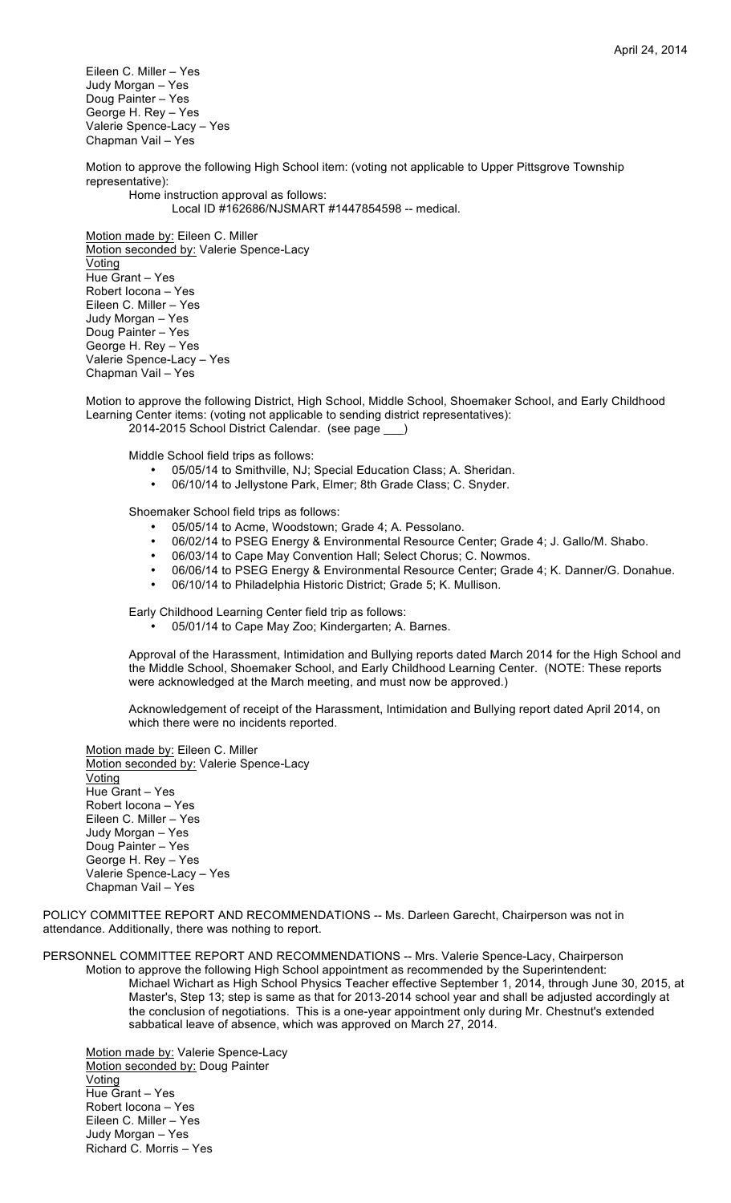Eileen C. Miller – Yes
Judy Morgan – Yes
Doug Painter – Yes
George H. Rey – Yes
Valerie Spence-Lacy – Yes
Chapman Vail – Yes

Motion to approve the following High School item: (voting not applicable to Upper Pittsgrove Township representative):

Home instruction approval as follows:

Local ID #162686/NJSMART #1447854598 -- medical.

Motion made by: Eileen C. Miller
Motion seconded by: Valerie Spence-Lacy
Voting
Hue Grant – Yes
Robert Iocona – Yes
Eileen C. Miller – Yes
Judy Morgan – Yes
Doug Painter – Yes
George H. Rey – Yes
Valerie Spence-Lacy – Yes
Chapman Vail – Yes

Motion to approve the following District, High School, Middle School, Shoemaker School, and Early Childhood Learning Center items: (voting not applicable to sending district representatives):

2014-2015 School District Calendar. (see page ___)

Middle School field trips as follows:

- 05/05/14 to Smithville, NJ; Special Education Class; A. Sheridan.
- 06/10/14 to Jellystone Park, Elmer; 8th Grade Class; C. Snyder.

Shoemaker School field trips as follows:

- 05/05/14 to Acme, Woodstown; Grade 4; A. Pessolano.
- 06/02/14 to PSEG Energy & Environmental Resource Center; Grade 4; J. Gallo/M. Shabo.
- 06/03/14 to Cape May Convention Hall; Select Chorus; C. Nowmos.
- 06/06/14 to PSEG Energy & Environmental Resource Center; Grade 4; K. Danner/G. Donahue.
- 06/10/14 to Philadelphia Historic District; Grade 5; K. Mullison.

Early Childhood Learning Center field trip as follows:

- 05/01/14 to Cape May Zoo; Kindergarten; A. Barnes.

Approval of the Harassment, Intimidation and Bullying reports dated March 2014 for the High School and the Middle School, Shoemaker School, and Early Childhood Learning Center. (NOTE: These reports were acknowledged at the March meeting, and must now be approved.)

Acknowledgement of receipt of the Harassment, Intimidation and Bullying report dated April 2014, on which there were no incidents reported.

Motion made by: Eileen C. Miller
Motion seconded by: Valerie Spence-Lacy
Voting
Hue Grant – Yes
Robert Iocona – Yes
Eileen C. Miller – Yes
Judy Morgan – Yes
Doug Painter – Yes
George H. Rey – Yes
Valerie Spence-Lacy – Yes
Chapman Vail – Yes

POLICY COMMITTEE REPORT AND RECOMMENDATIONS -- Ms. Darleen Garecht, Chairperson was not in attendance. Additionally, there was nothing to report.

PERSONNEL COMMITTEE REPORT AND RECOMMENDATIONS -- Mrs. Valerie Spence-Lacy, Chairperson

Motion to approve the following High School appointment as recommended by the Superintendent:

Michael Wichart as High School Physics Teacher effective September 1, 2014, through June 30, 2015, at Master's, Step 13; step is same as that for 2013-2014 school year and shall be adjusted accordingly at the conclusion of negotiations. This is a one-year appointment only during Mr. Chestnut's extended sabbatical leave of absence, which was approved on March 27, 2014.

Motion made by: Valerie Spence-Lacy
Motion seconded by: Doug Painter
Voting
Hue Grant – Yes
Robert Iocona – Yes
Eileen C. Miller – Yes
Judy Morgan – Yes
Richard C. Morris – Yes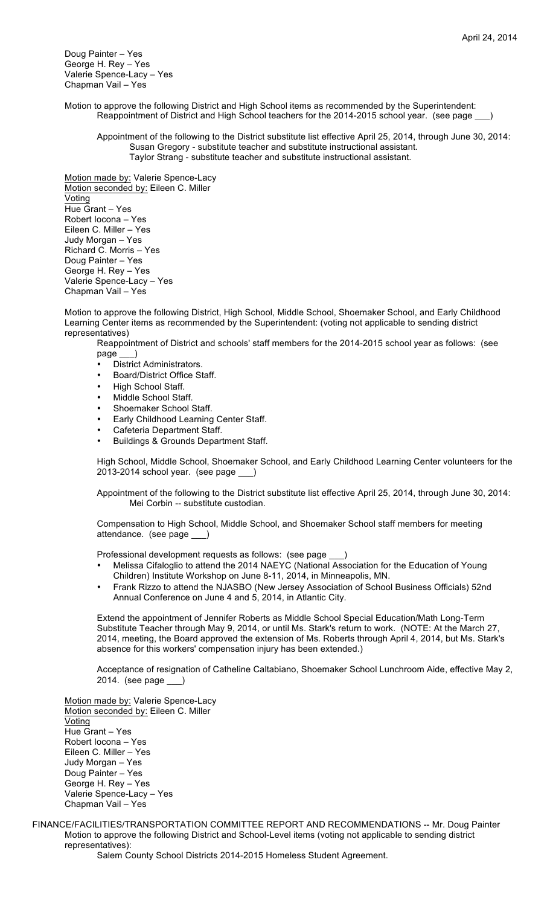Doug Painter – Yes
George H. Rey – Yes
Valerie Spence-Lacy – Yes
Chapman Vail – Yes

Motion to approve the following District and High School items as recommended by the Superintendent:

Reappointment of District and High School teachers for the 2014-2015 school year. (see page ___)

Appointment of the following to the District substitute list effective April 25, 2014, through June 30, 2014:

- Susan Gregory - substitute teacher and substitute instructional assistant.
- Taylor Strang - substitute teacher and substitute instructional assistant.

Motion made by: Valerie Spence-Lacy
Motion seconded by: Eileen C. Miller
Voting
Hue Grant – Yes
Robert Iocona – Yes
Eileen C. Miller – Yes
Judy Morgan – Yes
Richard C. Morris – Yes
Doug Painter – Yes
George H. Rey – Yes
Valerie Spence-Lacy – Yes
Chapman Vail – Yes

Motion to approve the following District, High School, Middle School, Shoemaker School, and Early Childhood Learning Center items as recommended by the Superintendent: (voting not applicable to sending district representatives)

Reappointment of District and schools' staff members for the 2014-2015 school year as follows: (see page ___)

- District Administrators.
- Board/District Office Staff.
- High School Staff.
- Middle School Staff.
- Shoemaker School Staff.
- Early Childhood Learning Center Staff.
- Cafeteria Department Staff.
- Buildings & Grounds Department Staff.

High School, Middle School, Shoemaker School, and Early Childhood Learning Center volunteers for the 2013-2014 school year. (see page ___)

Appointment of the following to the District substitute list effective April 25, 2014, through June 30, 2014:

- Mei Corbin -- substitute custodian.

Compensation to High School, Middle School, and Shoemaker School staff members for meeting attendance. (see page ___)

Professional development requests as follows: (see page ___)

- Melissa Cifaloglio to attend the 2014 NAEYC (National Association for the Education of Young Children) Institute Workshop on June 8-11, 2014, in Minneapolis, MN.
- Frank Rizzo to attend the NJASBO (New Jersey Association of School Business Officials) 52nd Annual Conference on June 4 and 5, 2014, in Atlantic City.

Extend the appointment of Jennifer Roberts as Middle School Special Education/Math Long-Term Substitute Teacher through May 9, 2014, or until Ms. Stark's return to work. (NOTE: At the March 27, 2014, meeting, the Board approved the extension of Ms. Roberts through April 4, 2014, but Ms. Stark's absence for this workers' compensation injury has been extended.)

Acceptance of resignation of Catheline Caltabiano, Shoemaker School Lunchroom Aide, effective May 2, 2014. (see page ___)

Motion made by: Valerie Spence-Lacy
Motion seconded by: Eileen C. Miller
Voting
Hue Grant – Yes
Robert Iocona – Yes
Eileen C. Miller – Yes
Judy Morgan – Yes
Doug Painter – Yes
George H. Rey – Yes
Valerie Spence-Lacy – Yes
Chapman Vail – Yes

FINANCE/FACILITIES/TRANSPORTATION COMMITTEE REPORT AND RECOMMENDATIONS -- Mr. Doug Painter

Motion to approve the following District and School-Level items (voting not applicable to sending district representatives):

Salem County School Districts 2014-2015 Homeless Student Agreement.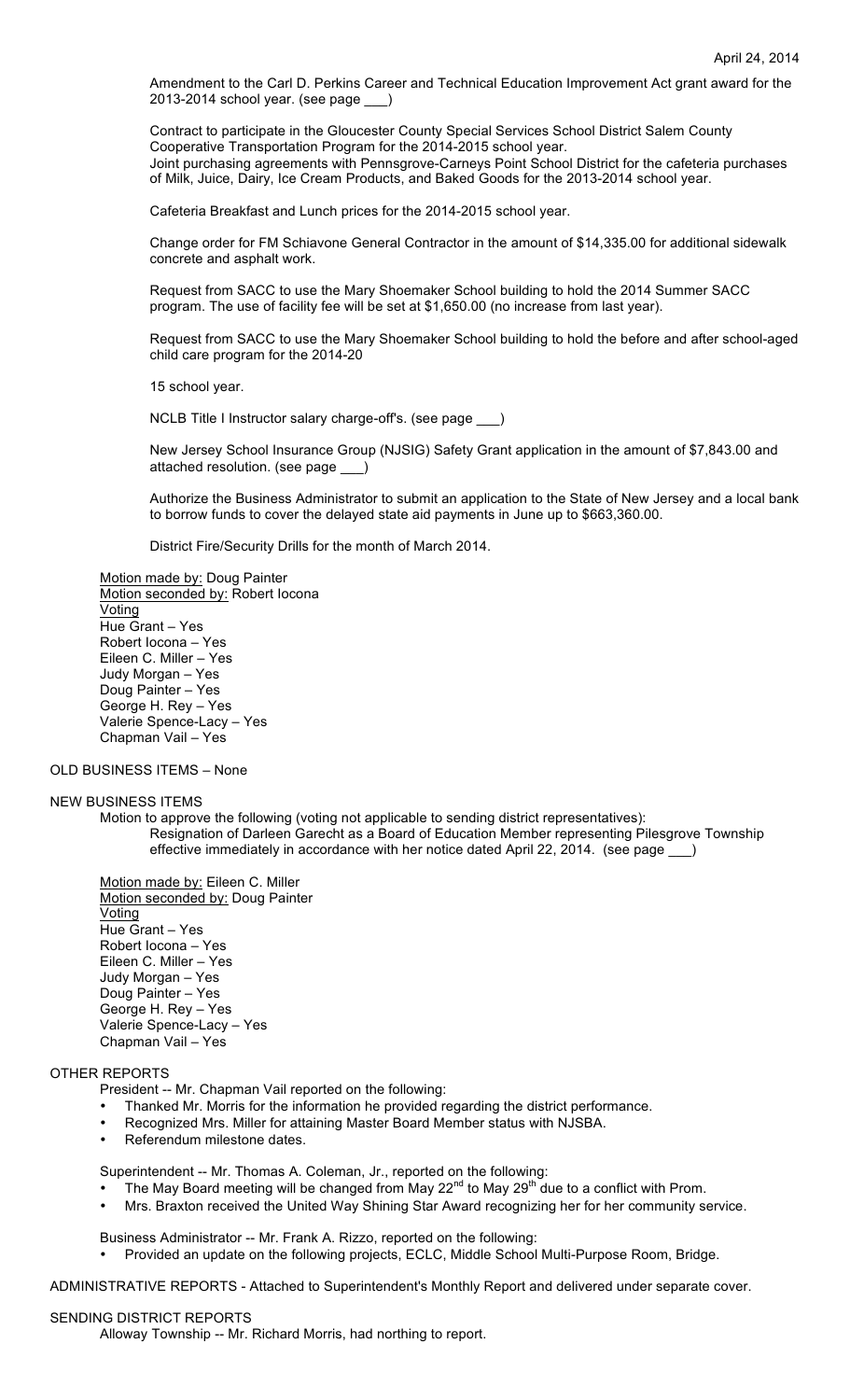Amendment to the Carl D. Perkins Career and Technical Education Improvement Act grant award for the 2013-2014 school year. (see page ___)

Contract to participate in the Gloucester County Special Services School District Salem County Cooperative Transportation Program for the 2014-2015 school year.
Joint purchasing agreements with Pennsgrove-Carneys Point School District for the cafeteria purchases of Milk, Juice, Dairy, Ice Cream Products, and Baked Goods for the 2013-2014 school year.

Cafeteria Breakfast and Lunch prices for the 2014-2015 school year.

Change order for FM Schiavone General Contractor in the amount of $14,335.00 for additional sidewalk concrete and asphalt work.

Request from SACC to use the Mary Shoemaker School building to hold the 2014 Summer SACC program. The use of facility fee will be set at $1,650.00 (no increase from last year).

Request from SACC to use the Mary Shoemaker School building to hold the before and after school-aged child care program for the 2014-20

15 school year.

NCLB Title I Instructor salary charge-off's. (see page ___)

New Jersey School Insurance Group (NJSIG) Safety Grant application in the amount of $7,843.00 and attached resolution. (see page ___)

Authorize the Business Administrator to submit an application to the State of New Jersey and a local bank to borrow funds to cover the delayed state aid payments in June up to $663,360.00.

District Fire/Security Drills for the month of March 2014.

<u>Motion made by:</u> Doug Painter
<u>Motion seconded by:</u> Robert Iocona
<u>Voting</u>
Hue Grant – Yes
Robert Iocona – Yes
Eileen C. Miller – Yes
Judy Morgan – Yes
Doug Painter – Yes
George H. Rey – Yes
Valerie Spence-Lacy – Yes
Chapman Vail – Yes

OLD BUSINESS ITEMS – None

NEW BUSINESS ITEMS

Motion to approve the following (voting not applicable to sending district representatives):
Resignation of Darleen Garecht as a Board of Education Member representing Pilesgrove Township effective immediately in accordance with her notice dated April 22, 2014. (see page ___)

<u>Motion made by:</u> Eileen C. Miller
<u>Motion seconded by:</u> Doug Painter
<u>Voting</u>
Hue Grant – Yes
Robert Iocona – Yes
Eileen C. Miller – Yes
Judy Morgan – Yes
Doug Painter – Yes
George H. Rey – Yes
Valerie Spence-Lacy – Yes
Chapman Vail – Yes

OTHER REPORTS

President -- Mr. Chapman Vail reported on the following:

- Thanked Mr. Morris for the information he provided regarding the district performance.
- Recognized Mrs. Miller for attaining Master Board Member status with NJSBA.
- Referendum milestone dates.

Superintendent -- Mr. Thomas A. Coleman, Jr., reported on the following:

- The May Board meeting will be changed from May 22nd to May 29th due to a conflict with Prom.
- Mrs. Braxton received the United Way Shining Star Award recognizing her for her community service.

Business Administrator -- Mr. Frank A. Rizzo, reported on the following:

- Provided an update on the following projects, ECLC, Middle School Multi-Purpose Room, Bridge.

ADMINISTRATIVE REPORTS - Attached to Superintendent's Monthly Report and delivered under separate cover.

SENDING DISTRICT REPORTS

Alloway Township -- Mr. Richard Morris, had northing to report.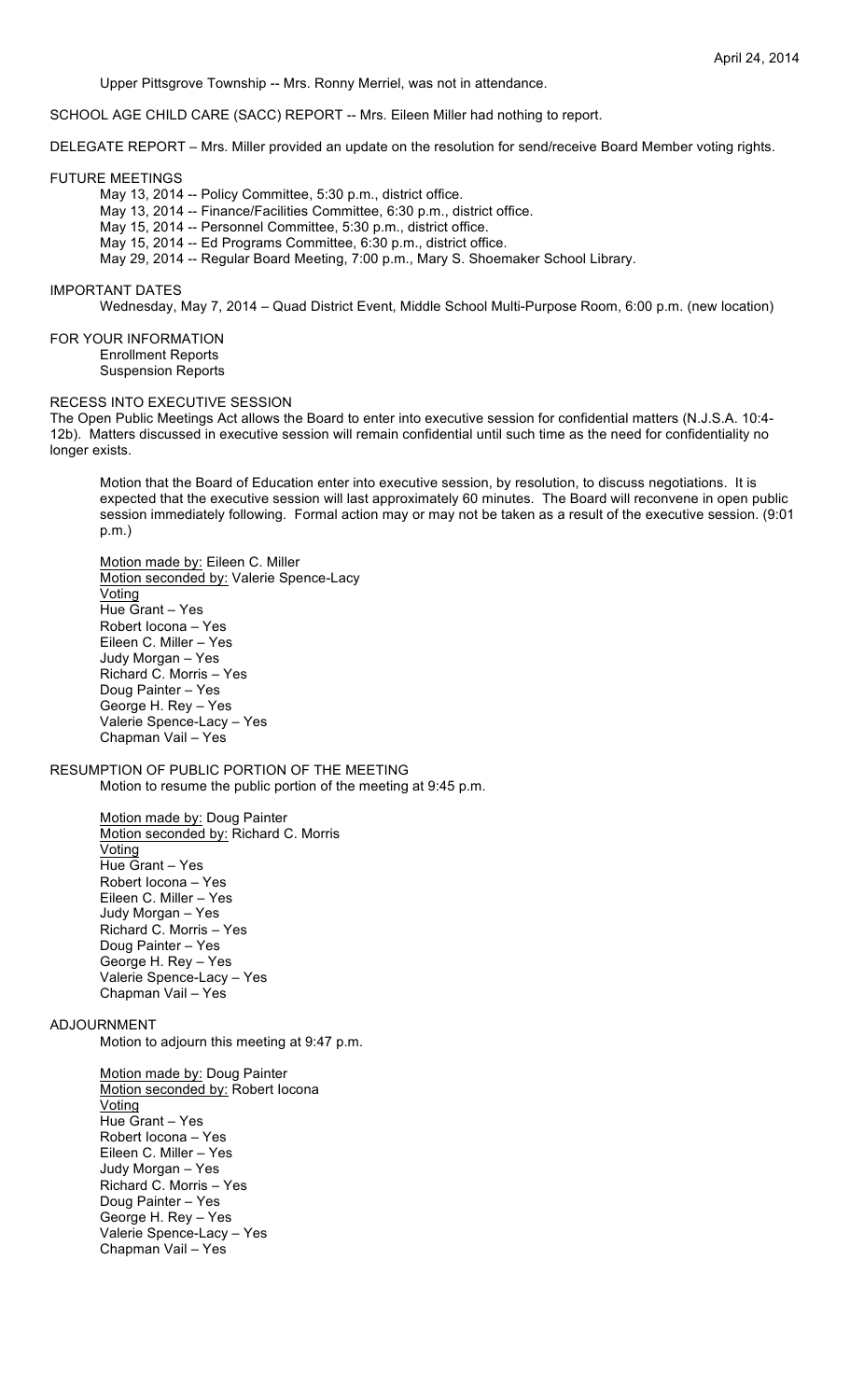Upper Pittsgrove Township -- Mrs. Ronny Merriel, was not in attendance.

SCHOOL AGE CHILD CARE (SACC) REPORT -- Mrs. Eileen Miller had nothing to report.

DELEGATE REPORT – Mrs. Miller provided an update on the resolution for send/receive Board Member voting rights.

FUTURE MEETINGS

May 13, 2014 -- Policy Committee, 5:30 p.m., district office.
May 13, 2014 -- Finance/Facilities Committee, 6:30 p.m., district office.
May 15, 2014 -- Personnel Committee, 5:30 p.m., district office.
May 15, 2014 -- Ed Programs Committee, 6:30 p.m., district office.
May 29, 2014 -- Regular Board Meeting, 7:00 p.m., Mary S. Shoemaker School Library.

IMPORTANT DATES

Wednesday, May 7, 2014 – Quad District Event, Middle School Multi-Purpose Room, 6:00 p.m. (new location)

FOR YOUR INFORMATION

Enrollment Reports
Suspension Reports

RECESS INTO EXECUTIVE SESSION

The Open Public Meetings Act allows the Board to enter into executive session for confidential matters (N.J.S.A. 10:4-12b). Matters discussed in executive session will remain confidential until such time as the need for confidentiality no longer exists.

Motion that the Board of Education enter into executive session, by resolution, to discuss negotiations. It is expected that the executive session will last approximately 60 minutes. The Board will reconvene in open public session immediately following. Formal action may or may not be taken as a result of the executive session. (9:01 p.m.)

Motion made by: Eileen C. Miller
Motion seconded by: Valerie Spence-Lacy
Voting
Hue Grant – Yes
Robert Iocona – Yes
Eileen C. Miller – Yes
Judy Morgan – Yes
Richard C. Morris – Yes
Doug Painter – Yes
George H. Rey – Yes
Valerie Spence-Lacy – Yes
Chapman Vail – Yes

RESUMPTION OF PUBLIC PORTION OF THE MEETING

Motion to resume the public portion of the meeting at 9:45 p.m.

Motion made by: Doug Painter
Motion seconded by: Richard C. Morris
Voting
Hue Grant – Yes
Robert Iocona – Yes
Eileen C. Miller – Yes
Judy Morgan – Yes
Richard C. Morris – Yes
Doug Painter – Yes
George H. Rey – Yes
Valerie Spence-Lacy – Yes
Chapman Vail – Yes

ADJOURNMENT

Motion to adjourn this meeting at 9:47 p.m.

Motion made by: Doug Painter
Motion seconded by: Robert Iocona
Voting
Hue Grant – Yes
Robert Iocona – Yes
Eileen C. Miller – Yes
Judy Morgan – Yes
Richard C. Morris – Yes
Doug Painter – Yes
George H. Rey – Yes
Valerie Spence-Lacy – Yes
Chapman Vail – Yes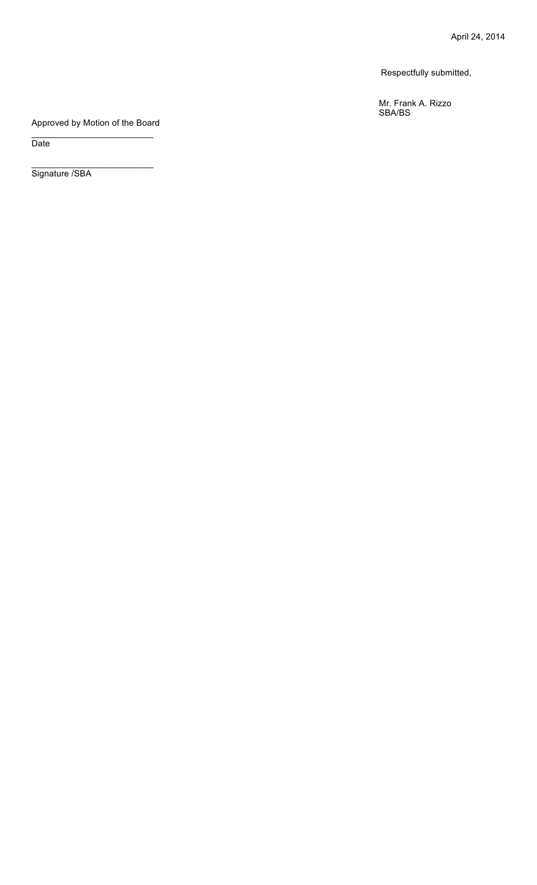April 24, 2014

Respectfully submitted,

Mr. Frank A. Rizzo
SBA/BS

Approved by Motion of the Board

___________________________
Date

___________________________
Signature /SBA